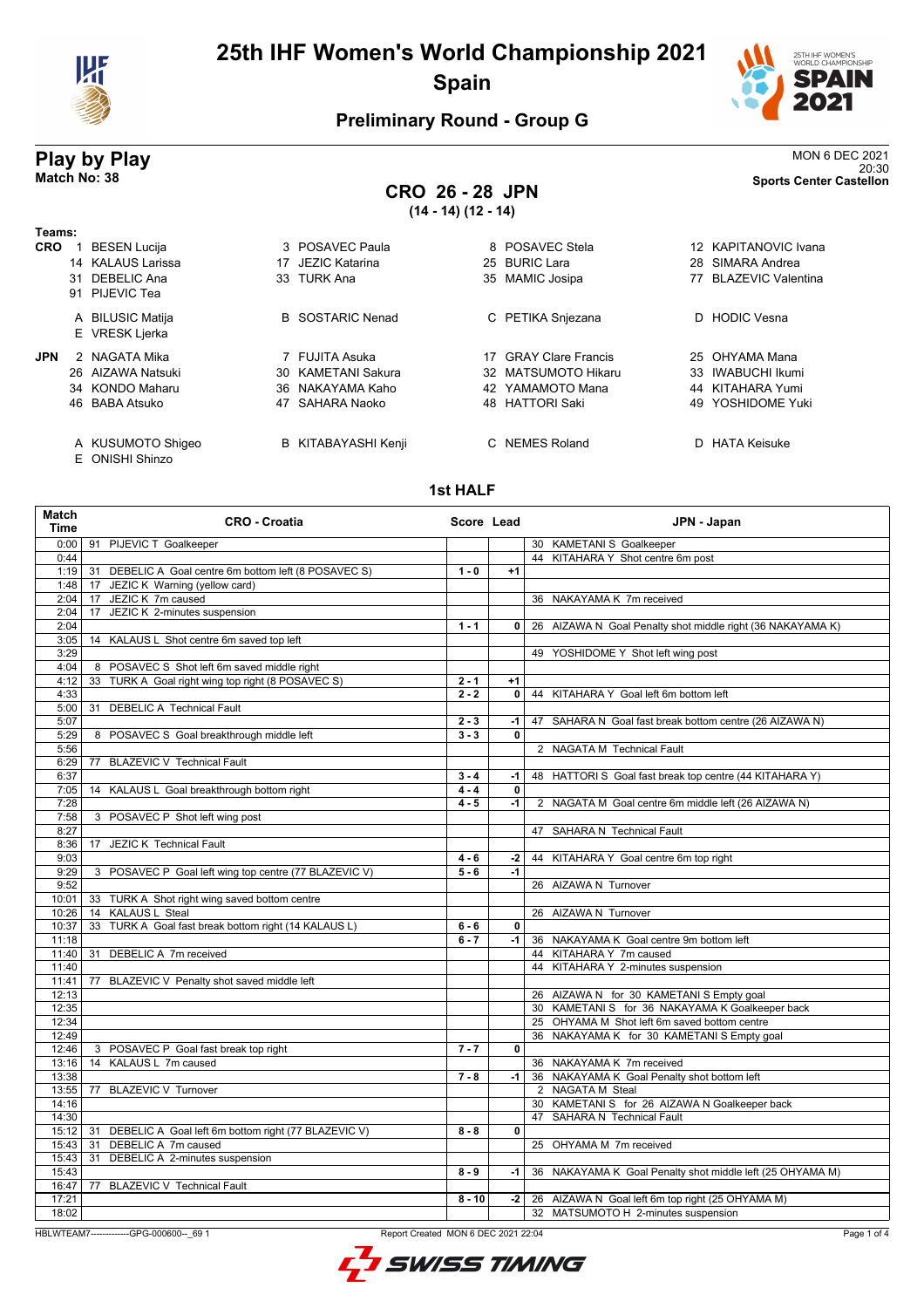# 25th IHF Women's World Championship 2021

## Spain

### Preliminary Round - Group G

## Play by Play

**Match No: 38**

MON 6 DEC 2021
20:30
**Sports Center Castellon**

## CRO 26 - 28 JPN

**(14 - 14) (12 - 14)**

**Teams:**

**CRO**

| | | | |
|---|---|---|---|
| 1 BESEN Lucija | 3 POSAVEC Paula | 8 POSAVEC Stela | 12 KAPITANOVIC Ivana |
| 14 KALAUS Larissa | 17 JEZIC Katarina | 25 BURIC Lara | 28 SIMARA Andrea |
| 31 DEBELIC Ana | 33 TURK Ana | 35 MAMIC Josipa | 77 BLAZEVIC Valentina |
| 91 PIJEVIC Tea | | | |
| A BILUSIC Matija | B SOSTARIC Nenad | C PETIKA Snjezana | D HODIC Vesna |
| E VRESK Ljerka | | | |

**JPN**

| | | | |
|---|---|---|---|
| 2 NAGATA Mika | 7 FUJITA Asuka | 17 GRAY Clare Francis | 25 OHYAMA Mana |
| 26 AIZAWA Natsuki | 30 KAMETANI Sakura | 32 MATSUMOTO Hikaru | 33 IWABUCHI Ikumi |
| 34 KONDO Maharu | 36 NAKAYAMA Kaho | 42 YAMAMOTO Mana | 44 KITAHARA Yumi |
| 46 BABA Atsuko | 47 SAHARA Naoko | 48 HATTORI Saki | 49 YOSHIDOME Yuki |
| A KUSUMOTO Shigeo | B KITABAYASHI Kenji | C NEMES Roland | D HATA Keisuke |
| E ONISHI Shinzo | | | |

### 1st HALF

| Match Time | CRO - Croatia | Score | Lead | JPN - Japan |
|---|---|---|---|---|
| 0:00 | 91 PIJEVIC T Goalkeeper | | | 30 KAMETANI S Goalkeeper |
| 0:44 | | | | 44 KITAHARA Y Shot centre 6m post |
| 1:19 | 31 DEBELIC A Goal centre 6m bottom left (8 POSAVEC S) | 1 - 0 | +1 | |
| 1:48 | 17 JEZIC K Warning (yellow card) | | | |
| 2:04 | 17 JEZIC K 7m caused | | | 36 NAKAYAMA K 7m received |
| 2:04 | 17 JEZIC K 2-minutes suspension | | | |
| 2:04 | | 1 - 1 | 0 | 26 AIZAWA N Goal Penalty shot middle right (36 NAKAYAMA K) |
| 3:05 | 14 KALAUS L Shot centre 6m saved top left | | | |
| 3:29 | | | | 49 YOSHIDOME Y Shot left wing post |
| 4:04 | 8 POSAVEC S Shot left 6m saved middle right | | | |
| 4:12 | 33 TURK A Goal right wing top right (8 POSAVEC S) | 2 - 1 | +1 | |
| 4:33 | | 2 - 2 | 0 | 44 KITAHARA Y Goal left 6m bottom left |
| 5:00 | 31 DEBELIC A Technical Fault | | | |
| 5:07 | | 2 - 3 | -1 | 47 SAHARA N Goal fast break bottom centre (26 AIZAWA N) |
| 5:29 | 8 POSAVEC S Goal breakthrough middle left | 3 - 3 | 0 | |
| 5:56 | | | | 2 NAGATA M Technical Fault |
| 6:29 | 77 BLAZEVIC V Technical Fault | | | |
| 6:37 | | 3 - 4 | -1 | 48 HATTORI S Goal fast break top centre (44 KITAHARA Y) |
| 7:05 | 14 KALAUS L Goal breakthrough bottom right | 4 - 4 | 0 | |
| 7:28 | | 4 - 5 | -1 | 2 NAGATA M Goal centre 6m middle left (26 AIZAWA N) |
| 7:58 | 3 POSAVEC P Shot left wing post | | | |
| 8:27 | | | | 47 SAHARA N Technical Fault |
| 8:36 | 17 JEZIC K Technical Fault | | | |
| 9:03 | | 4 - 6 | -2 | 44 KITAHARA Y Goal centre 6m top right |
| 9:29 | 3 POSAVEC P Goal left wing top centre (77 BLAZEVIC V) | 5 - 6 | -1 | |
| 9:52 | | | | 26 AIZAWA N Turnover |
| 10:01 | 33 TURK A Shot right wing saved bottom centre | | | |
| 10:26 | 14 KALAUS L Steal | | | 26 AIZAWA N Turnover |
| 10:37 | 33 TURK A Goal fast break bottom right (14 KALAUS L) | 6 - 6 | 0 | |
| 11:18 | | 6 - 7 | -1 | 36 NAKAYAMA K Goal centre 9m bottom left |
| 11:40 | 31 DEBELIC A 7m received | | | 44 KITAHARA Y 7m caused |
| 11:40 | | | | 44 KITAHARA Y 2-minutes suspension |
| 11:41 | 77 BLAZEVIC V Penalty shot saved middle left | | | |
| 12:13 | | | | 26 AIZAWA N for 30 KAMETANI S Empty goal |
| 12:35 | | | | 30 KAMETANI S for 36 NAKAYAMA K Goalkeeper back |
| 12:34 | | | | 25 OHYAMA M Shot left 6m saved bottom centre |
| 12:49 | | | | 36 NAKAYAMA K for 30 KAMETANI S Empty goal |
| 12:46 | 3 POSAVEC P Goal fast break top right | 7 - 7 | 0 | |
| 13:16 | 14 KALAUS L 7m caused | | | 36 NAKAYAMA K 7m received |
| 13:38 | | 7 - 8 | -1 | 36 NAKAYAMA K Goal Penalty shot bottom left |
| 13:55 | 77 BLAZEVIC V Turnover | | | 2 NAGATA M Steal |
| 14:16 | | | | 30 KAMETANI S for 26 AIZAWA N Goalkeeper back |
| 14:30 | | | | 47 SAHARA N Technical Fault |
| 15:12 | 31 DEBELIC A Goal left 6m bottom right (77 BLAZEVIC V) | 8 - 8 | 0 | |
| 15:43 | 31 DEBELIC A 7m caused | | | 25 OHYAMA M 7m received |
| 15:43 | 31 DEBELIC A 2-minutes suspension | | | |
| 15:43 | | 8 - 9 | -1 | 36 NAKAYAMA K Goal Penalty shot middle left (25 OHYAMA M) |
| 16:47 | 77 BLAZEVIC V Technical Fault | | | |
| 17:21 | | 8 - 10 | -2 | 26 AIZAWA N Goal left 6m top right (25 OHYAMA M) |
| 18:02 | | | | 32 MATSUMOTO H 2-minutes suspension |

HBLWTEAM7-------------GPG-000600--_69 1 Report Created MON 6 DEC 2021 22:04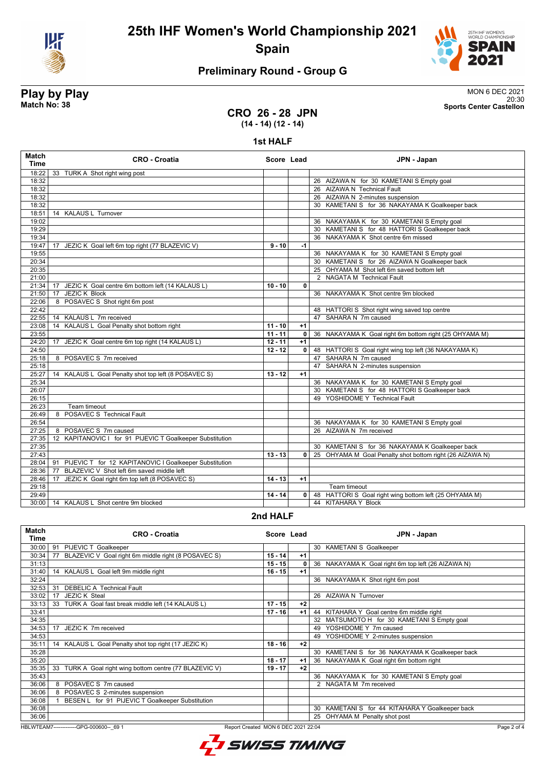# 25th IHF Women's World Championship 2021

**Spain**

## Preliminary Round - Group G

**Play by Play**
**Match No: 38**

MON 6 DEC 2021
20:30
**Sports Center Castellon**

### CRO 26 - 28 JPN
**(14 - 14) (12 - 14)**

### 1st HALF

| Match Time | CRO - Croatia | Score | Lead | JPN - Japan |
|---|---|---|---|---|
| 18:22 | 33 TURK A Shot right wing post | | | |
| 18:32 | | | | 26 AIZAWA N for 30 KAMETANI S Empty goal |
| 18:32 | | | | 26 AIZAWA N Technical Fault |
| 18:32 | | | | 26 AIZAWA N 2-minutes suspension |
| 18:32 | | | | 30 KAMETANI S for 36 NAKAYAMA K Goalkeeper back |
| 18:51 | 14 KALAUS L Turnover | | | |
| 19:02 | | | | 36 NAKAYAMA K for 30 KAMETANI S Empty goal |
| 19:29 | | | | 30 KAMETANI S for 48 HATTORI S Goalkeeper back |
| 19:34 | | | | 36 NAKAYAMA K Shot centre 6m missed |
| 19:47 | 17 JEZIC K Goal left 6m top right (77 BLAZEVIC V) | 9 - 10 | -1 | |
| 19:55 | | | | 36 NAKAYAMA K for 30 KAMETANI S Empty goal |
| 20:34 | | | | 30 KAMETANI S for 26 AIZAWA N Goalkeeper back |
| 20:35 | | | | 25 OHYAMA M Shot left 6m saved bottom left |
| 21:00 | | | | 2 NAGATA M Technical Fault |
| 21:34 | 17 JEZIC K Goal centre 6m bottom left (14 KALAUS L) | 10 - 10 | 0 | |
| 21:50 | 17 JEZIC K Block | | | 36 NAKAYAMA K Shot centre 9m blocked |
| 22:06 | 8 POSAVEC S Shot right 6m post | | | |
| 22:42 | | | | 48 HATTORI S Shot right wing saved top centre |
| 22:55 | 14 KALAUS L 7m received | | | 47 SAHARA N 7m caused |
| 23:08 | 14 KALAUS L Goal Penalty shot bottom right | 11 - 10 | +1 | |
| 23:55 | | 11 - 11 | 0 | 36 NAKAYAMA K Goal right 6m bottom right (25 OHYAMA M) |
| 24:20 | 17 JEZIC K Goal centre 6m top right (14 KALAUS L) | 12 - 11 | +1 | |
| 24:50 | | 12 - 12 | 0 | 48 HATTORI S Goal right wing top left (36 NAKAYAMA K) |
| 25:18 | 8 POSAVEC S 7m received | | | 47 SAHARA N 7m caused |
| 25:18 | | | | 47 SAHARA N 2-minutes suspension |
| 25:27 | 14 KALAUS L Goal Penalty shot top left (8 POSAVEC S) | 13 - 12 | +1 | |
| 25:34 | | | | 36 NAKAYAMA K for 30 KAMETANI S Empty goal |
| 26:07 | | | | 30 KAMETANI S for 48 HATTORI S Goalkeeper back |
| 26:15 | | | | 49 YOSHIDOME Y Technical Fault |
| 26:23 | Team timeout | | | |
| 26:49 | 8 POSAVEC S Technical Fault | | | |
| 26:54 | | | | 36 NAKAYAMA K for 30 KAMETANI S Empty goal |
| 27:25 | 8 POSAVEC S 7m caused | | | 26 AIZAWA N 7m received |
| 27:35 | 12 KAPITANOVIC I for 91 PIJEVIC T Goalkeeper Substitution | | | |
| 27:35 | | | | 30 KAMETANI S for 36 NAKAYAMA K Goalkeeper back |
| 27:43 | | 13 - 13 | 0 | 25 OHYAMA M Goal Penalty shot bottom right (26 AIZAWA N) |
| 28:04 | 91 PIJEVIC T for 12 KAPITANOVIC I Goalkeeper Substitution | | | |
| 28:36 | 77 BLAZEVIC V Shot left 6m saved middle left | | | |
| 28:46 | 17 JEZIC K Goal right 6m top left (8 POSAVEC S) | 14 - 13 | +1 | |
| 29:18 | | | | Team timeout |
| 29:49 | | 14 - 14 | 0 | 48 HATTORI S Goal right wing bottom left (25 OHYAMA M) |
| 30:00 | 14 KALAUS L Shot centre 9m blocked | | | 44 KITAHARA Y Block |

### 2nd HALF

| Match Time | CRO - Croatia | Score | Lead | JPN - Japan |
|---|---|---|---|---|
| 30:00 | 91 PIJEVIC T Goalkeeper | | | 30 KAMETANI S Goalkeeper |
| 30:34 | 77 BLAZEVIC V Goal right 6m middle right (8 POSAVEC S) | 15 - 14 | +1 | |
| 31:13 | | 15 - 15 | 0 | 36 NAKAYAMA K Goal right 6m top left (26 AIZAWA N) |
| 31:40 | 14 KALAUS L Goal left 9m middle right | 16 - 15 | +1 | |
| 32:24 | | | | 36 NAKAYAMA K Shot right 6m post |
| 32:53 | 31 DEBELIC A Technical Fault | | | |
| 33:02 | 17 JEZIC K Steal | | | 26 AIZAWA N Turnover |
| 33:13 | 33 TURK A Goal fast break middle left (14 KALAUS L) | 17 - 15 | +2 | |
| 33:41 | | 17 - 16 | +1 | 44 KITAHARA Y Goal centre 6m middle right |
| 34:35 | | | | 32 MATSUMOTO H for 30 KAMETANI S Empty goal |
| 34:53 | 17 JEZIC K 7m received | | | 49 YOSHIDOME Y 7m caused |
| 34:53 | | | | 49 YOSHIDOME Y 2-minutes suspension |
| 35:11 | 14 KALAUS L Goal Penalty shot top right (17 JEZIC K) | 18 - 16 | +2 | |
| 35:28 | | | | 30 KAMETANI S for 36 NAKAYAMA K Goalkeeper back |
| 35:20 | | 18 - 17 | +1 | 36 NAKAYAMA K Goal right 6m bottom right |
| 35:35 | 33 TURK A Goal right wing bottom centre (77 BLAZEVIC V) | 19 - 17 | +2 | |
| 35:43 | | | | 36 NAKAYAMA K for 30 KAMETANI S Empty goal |
| 36:06 | 8 POSAVEC S 7m caused | | | 2 NAGATA M 7m received |
| 36:06 | 8 POSAVEC S 2-minutes suspension | | | |
| 36:08 | 1 BESEN L for 91 PIJEVIC T Goalkeeper Substitution | | | |
| 36:08 | | | | 30 KAMETANI S for 44 KITAHARA Y Goalkeeper back |
| 36:06 | | | | 25 OHYAMA M Penalty shot post |

HBLWTEAM7-------------GPG-000600--_69 1 Report Created MON 6 DEC 2021 22:04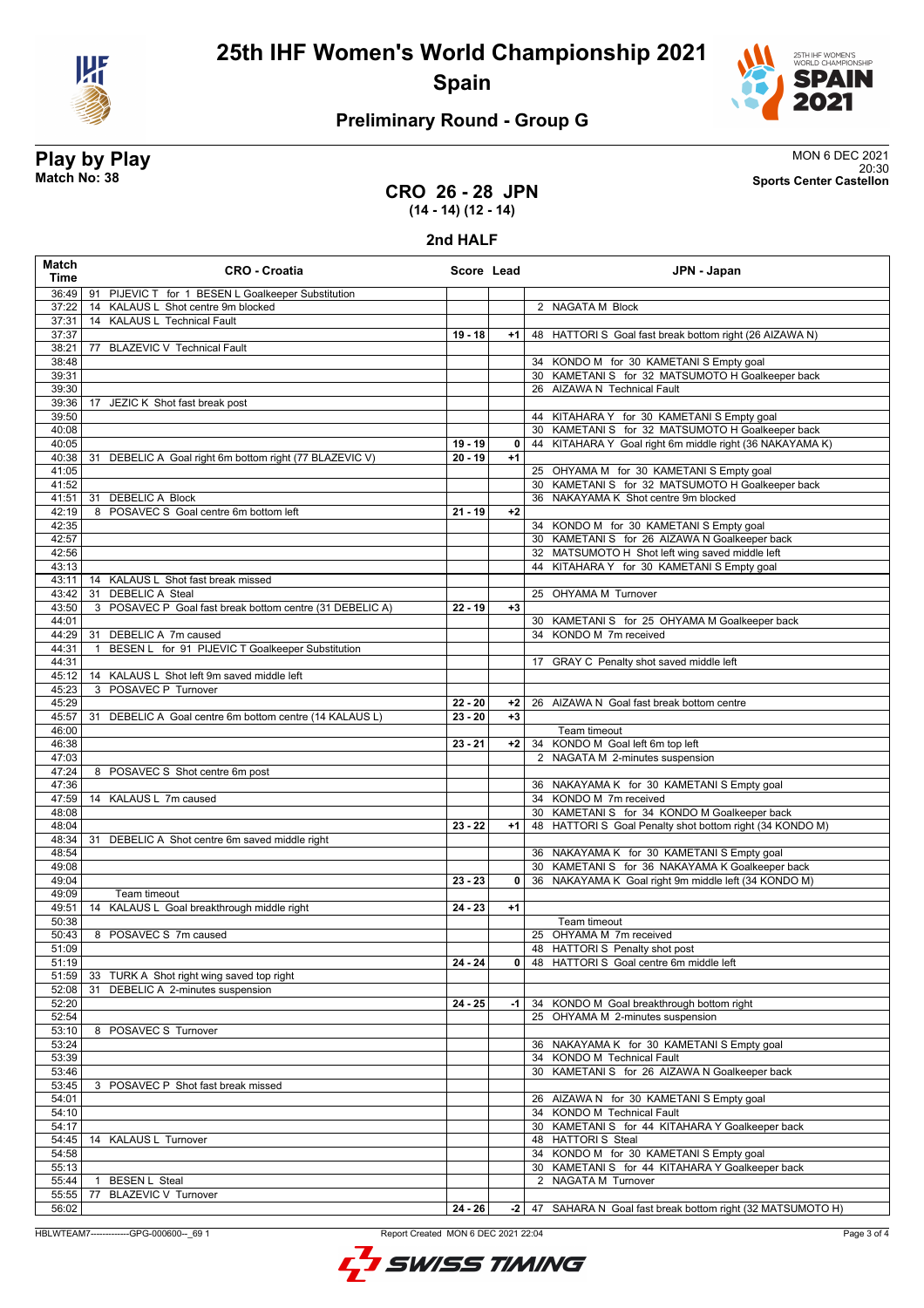# 25th IHF Women's World Championship 2021

**Spain**

## Preliminary Round - Group G

**Play by Play**
**Match No: 38**

MON 6 DEC 2021
20:30
**Sports Center Castellon**

### CRO 26 - 28 JPN
**(14 - 14) (12 - 14)**

### 2nd HALF

| Match Time | CRO - Croatia | Score | Lead | JPN - Japan |
|---|---|---|---|---|
| 36:49 | 91 PIJEVIC T for 1 BESEN L Goalkeeper Substitution | | | |
| 37:22 | 14 KALAUS L Shot centre 9m blocked | | | 2 NAGATA M Block |
| 37:31 | 14 KALAUS L Technical Fault | | | |
| 37:37 | | 19 - 18 | +1 | 48 HATTORI S Goal fast break bottom right (26 AIZAWA N) |
| 38:21 | 77 BLAZEVIC V Technical Fault | | | |
| 38:48 | | | | 34 KONDO M for 30 KAMETANI S Empty goal |
| 39:31 | | | | 30 KAMETANI S for 32 MATSUMOTO H Goalkeeper back |
| 39:30 | | | | 26 AIZAWA N Technical Fault |
| 39:36 | 17 JEZIC K Shot fast break post | | | |
| 39:50 | | | | 44 KITAHARA Y for 30 KAMETANI S Empty goal |
| 40:08 | | | | 30 KAMETANI S for 32 MATSUMOTO H Goalkeeper back |
| 40:05 | | 19 - 19 | 0 | 44 KITAHARA Y Goal right 6m middle right (36 NAKAYAMA K) |
| 40:38 | 31 DEBELIC A Goal right 6m bottom right (77 BLAZEVIC V) | 20 - 19 | +1 | |
| 41:05 | | | | 25 OHYAMA M for 30 KAMETANI S Empty goal |
| 41:52 | | | | 30 KAMETANI S for 32 MATSUMOTO H Goalkeeper back |
| 41:51 | 31 DEBELIC A Block | | | 36 NAKAYAMA K Shot centre 9m blocked |
| 42:19 | 8 POSAVEC S Goal centre 6m bottom left | 21 - 19 | +2 | |
| 42:35 | | | | 34 KONDO M for 30 KAMETANI S Empty goal |
| 42:57 | | | | 30 KAMETANI S for 26 AIZAWA N Goalkeeper back |
| 42:56 | | | | 32 MATSUMOTO H Shot left wing saved middle left |
| 43:13 | | | | 44 KITAHARA Y for 30 KAMETANI S Empty goal |
| 43:11 | 14 KALAUS L Shot fast break missed | | | |
| 43:42 | 31 DEBELIC A Steal | | | 25 OHYAMA M Turnover |
| 43:50 | 3 POSAVEC P Goal fast break bottom centre (31 DEBELIC A) | 22 - 19 | +3 | |
| 44:01 | | | | 30 KAMETANI S for 25 OHYAMA M Goalkeeper back |
| 44:29 | 31 DEBELIC A 7m caused | | | 34 KONDO M 7m received |
| 44:31 | 1 BESEN L for 91 PIJEVIC T Goalkeeper Substitution | | | |
| 44:31 | | | | 17 GRAY C Penalty shot saved middle left |
| 45:12 | 14 KALAUS L Shot left 9m saved middle left | | | |
| 45:23 | 3 POSAVEC P Turnover | | | |
| 45:29 | | 22 - 20 | +2 | 26 AIZAWA N Goal fast break bottom centre |
| 45:57 | 31 DEBELIC A Goal centre 6m bottom centre (14 KALAUS L) | 23 - 20 | +3 | |
| 46:00 | | | | Team timeout |
| 46:38 | | 23 - 21 | +2 | 34 KONDO M Goal left 6m top left |
| 47:03 | | | | 2 NAGATA M 2-minutes suspension |
| 47:24 | 8 POSAVEC S Shot centre 6m post | | | |
| 47:36 | | | | 36 NAKAYAMA K for 30 KAMETANI S Empty goal |
| 47:59 | 14 KALAUS L 7m caused | | | 34 KONDO M 7m received |
| 48:08 | | | | 30 KAMETANI S for 34 KONDO M Goalkeeper back |
| 48:04 | | 23 - 22 | +1 | 48 HATTORI S Goal Penalty shot bottom right (34 KONDO M) |
| 48:34 | 31 DEBELIC A Shot centre 6m saved middle right | | | |
| 48:54 | | | | 36 NAKAYAMA K for 30 KAMETANI S Empty goal |
| 49:08 | | | | 30 KAMETANI S for 36 NAKAYAMA K Goalkeeper back |
| 49:04 | | 23 - 23 | 0 | 36 NAKAYAMA K Goal right 9m middle left (34 KONDO M) |
| 49:09 | Team timeout | | | |
| 49:51 | 14 KALAUS L Goal breakthrough middle right | 24 - 23 | +1 | |
| 50:38 | | | | Team timeout |
| 50:43 | 8 POSAVEC S 7m caused | | | 25 OHYAMA M 7m received |
| 51:09 | | | | 48 HATTORI S Penalty shot post |
| 51:19 | | 24 - 24 | 0 | 48 HATTORI S Goal centre 6m middle left |
| 51:59 | 33 TURK A Shot right wing saved top right | | | |
| 52:08 | 31 DEBELIC A 2-minutes suspension | | | |
| 52:20 | | 24 - 25 | -1 | 34 KONDO M Goal breakthrough bottom right |
| 52:54 | | | | 25 OHYAMA M 2-minutes suspension |
| 53:10 | 8 POSAVEC S Turnover | | | |
| 53:24 | | | | 36 NAKAYAMA K for 30 KAMETANI S Empty goal |
| 53:39 | | | | 34 KONDO M Technical Fault |
| 53:46 | | | | 30 KAMETANI S for 26 AIZAWA N Goalkeeper back |
| 53:45 | 3 POSAVEC P Shot fast break missed | | | |
| 54:01 | | | | 26 AIZAWA N for 30 KAMETANI S Empty goal |
| 54:10 | | | | 34 KONDO M Technical Fault |
| 54:17 | | | | 30 KAMETANI S for 44 KITAHARA Y Goalkeeper back |
| 54:45 | 14 KALAUS L Turnover | | | 48 HATTORI S Steal |
| 54:58 | | | | 34 KONDO M for 30 KAMETANI S Empty goal |
| 55:13 | | | | 30 KAMETANI S for 44 KITAHARA Y Goalkeeper back |
| 55:44 | 1 BESEN L Steal | | | 2 NAGATA M Turnover |
| 55:55 | 77 BLAZEVIC V Turnover | | | |
| 56:02 | | 24 - 26 | -2 | 47 SAHARA N Goal fast break bottom right (32 MATSUMOTO H) |

HBLWTEAM7-------------GPG-000600--_69 1 Report Created MON 6 DEC 2021 22:04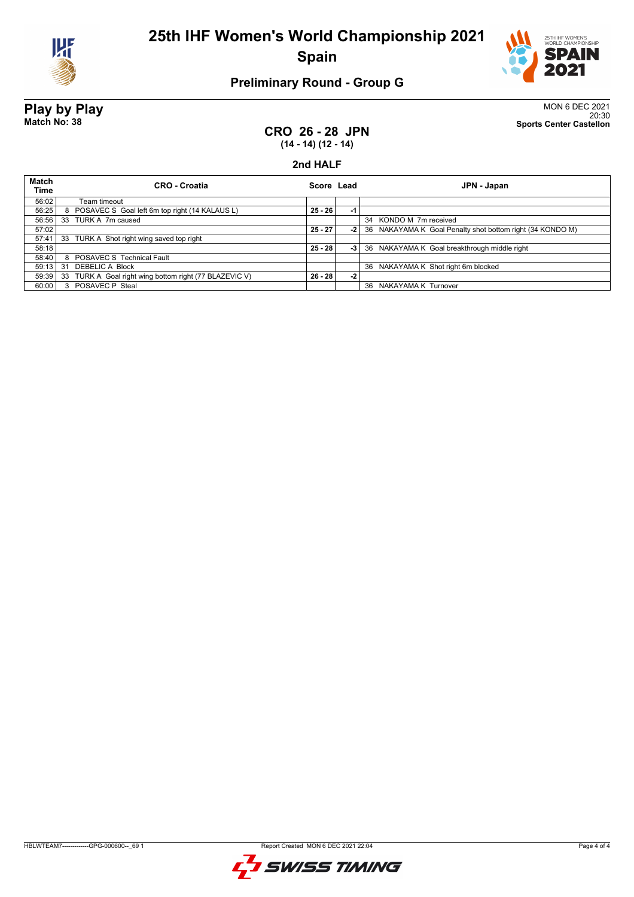# 25th IHF Women's World Championship 2021

## Spain

### Preliminary Round - Group G

**Play by Play**
**Match No: 38**

MON 6 DEC 2021
20:30
**Sports Center Castellon**

## CRO 26 - 28 JPN

**(14 - 14) (12 - 14)**

### 2nd HALF

| Match Time | CRO - Croatia | Score | Lead | JPN - Japan |
|---|---|---|---|---|
| 56:02 | Team timeout | | | |
| 56:25 | 8 POSAVEC S Goal left 6m top right (14 KALAUS L) | 25 - 26 | -1 | |
| 56:56 | 33 TURK A 7m caused | | | 34 KONDO M 7m received |
| 57:02 | | 25 - 27 | -2 | 36 NAKAYAMA K Goal Penalty shot bottom right (34 KONDO M) |
| 57:41 | 33 TURK A Shot right wing saved top right | | | |
| 58:18 | | 25 - 28 | -3 | 36 NAKAYAMA K Goal breakthrough middle right |
| 58:40 | 8 POSAVEC S Technical Fault | | | |
| 59:13 | 31 DEBELIC A Block | | | 36 NAKAYAMA K Shot right 6m blocked |
| 59:39 | 33 TURK A Goal right wing bottom right (77 BLAZEVIC V) | 26 - 28 | -2 | |
| 60:00 | 3 POSAVEC P Steal | | | 36 NAKAYAMA K Turnover |

HBLWTEAM7-------------GPG-000600--_69 1 Report Created MON 6 DEC 2021 22:04